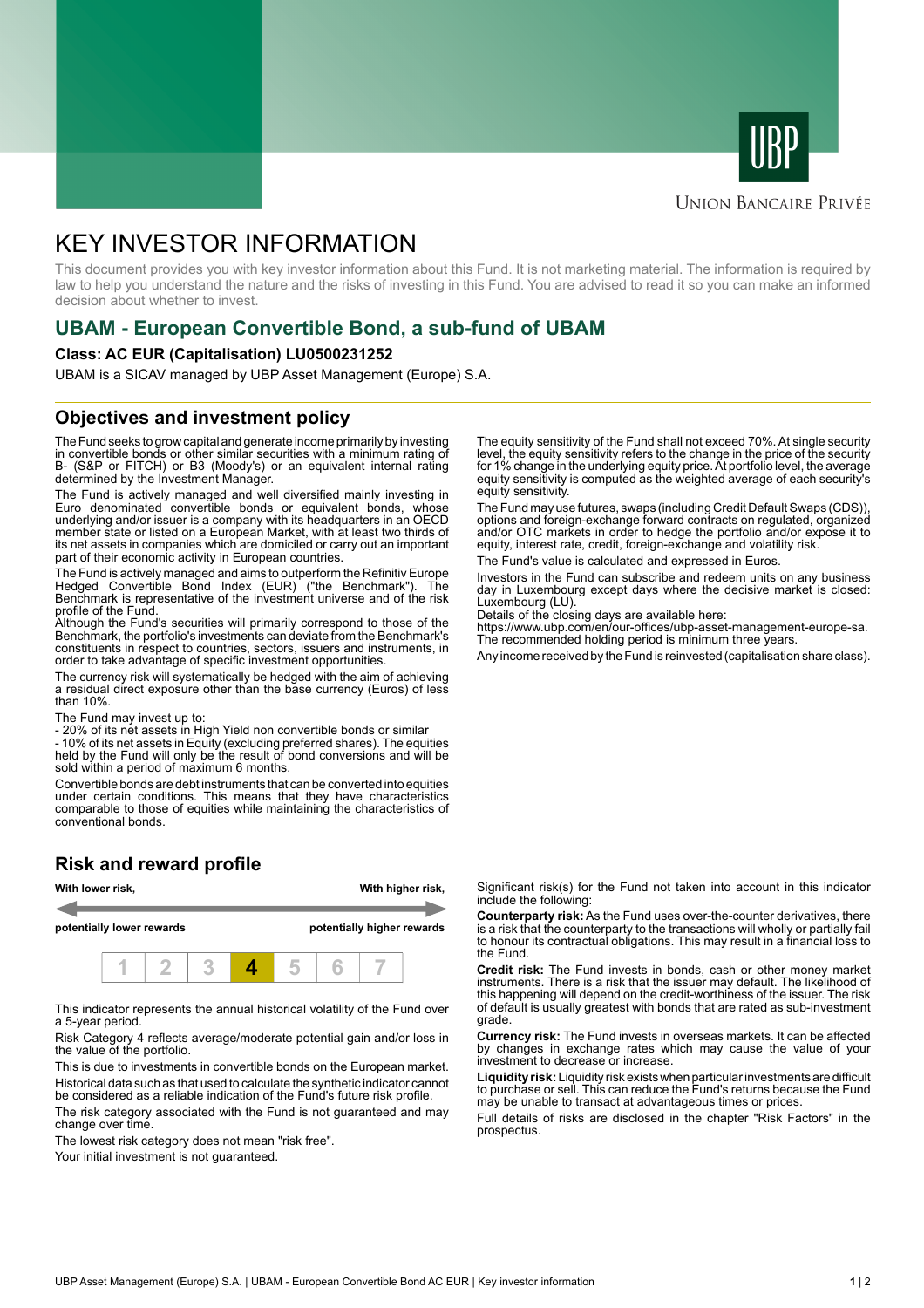UNION BANCAIRE PRIVÉE

# KEY INVESTOR INFORMATION

This document provides you with key investor information about this Fund. It is not marketing material. The information is required by law to help you understand the nature and the risks of investing in this Fund. You are advised to read it so you can make an informed decision about whether to invest.

## UBAM - European Convertible Bond, a sub-fund of UBAM

**Class: AC EUR (Capitalisation) LU0500231252**

UBAM is a SICAV managed by UBP Asset Management (Europe) S.A.

## Objectives and investment policy

The Fund seeks to grow capital and generate income primarily by investing in convertible bonds or other similar securities with a minimum rating of B- (S&P or FITCH) or B3 (Moody's) or an equivalent internal rating determined by the Investment Manager.

The Fund is actively managed and well diversified mainly investing in Euro denominated convertible bonds or equivalent bonds, whose underlying and/or issuer is a company with its headquarters in an OECD member state or listed on a European Market, with at least two thirds of its net assets in companies which are domiciled or carry out an important part of their economic activity in European countries.

The Fund is actively managed and aims to outperform the Refinitiv Europe Hedged Convertible Bond Index (EUR) ("the Benchmark"). The Benchmark is representative of the investment universe and of the risk profile of the Fund.

Although the Fund's securities will primarily correspond to those of the Benchmark, the portfolio's investments can deviate from the Benchmark's constituents in respect to countries, sectors, issuers and instruments, in order to take advantage of specific investment opportunities.

The currency risk will systematically be hedged with the aim of achieving a residual direct exposure other than the base currency (Euros) of less than 10%.

The Fund may invest up to:
- 20% of its net assets in High Yield non convertible bonds or similar
- 10% of its net assets in Equity (excluding preferred shares). The equities held by the Fund will only be the result of bond conversions and will be sold within a period of maximum 6 months.

Convertible bonds are debt instruments that can be converted into equities under certain conditions. This means that they have characteristics comparable to those of equities while maintaining the characteristics of conventional bonds.

The equity sensitivity of the Fund shall not exceed 70%. At single security level, the equity sensitivity refers to the change in the price of the security for 1% change in the underlying equity price. At portfolio level, the average equity sensitivity is computed as the weighted average of each security's equity sensitivity.

The Fund may use futures, swaps (including Credit Default Swaps (CDS)), options and foreign-exchange forward contracts on regulated, organized and/or OTC markets in order to hedge the portfolio and/or expose it to equity, interest rate, credit, foreign-exchange and volatility risk.

The Fund's value is calculated and expressed in Euros.

Investors in the Fund can subscribe and redeem units on any business day in Luxembourg except days where the decisive market is closed: Luxembourg (LU).

Details of the closing days are available here: https://www.ubp.com/en/our-offices/ubp-asset-management-europe-sa.
The recommended holding period is minimum three years.

Any income received by the Fund is reinvested (capitalisation share class).

## Risk and reward profile

**With lower risk,** — **With higher risk,**

**potentially lower rewards** — **potentially higher rewards**

| 1 | 2 | 3 | **4** | 5 | 6 | 7 |
|---|---|---|---|---|---|---|

This indicator represents the annual historical volatility of the Fund over a 5-year period.

Risk Category 4 reflects average/moderate potential gain and/or loss in the value of the portfolio.

This is due to investments in convertible bonds on the European market.

Historical data such as that used to calculate the synthetic indicator cannot be considered as a reliable indication of the Fund's future risk profile.

The risk category associated with the Fund is not guaranteed and may change over time.

The lowest risk category does not mean "risk free".

Your initial investment is not guaranteed.

Significant risk(s) for the Fund not taken into account in this indicator include the following:

**Counterparty risk:** As the Fund uses over-the-counter derivatives, there is a risk that the counterparty to the transactions will wholly or partially fail to honour its contractual obligations. This may result in a financial loss to the Fund.

**Credit risk:** The Fund invests in bonds, cash or other money market instruments. There is a risk that the issuer may default. The likelihood of this happening will depend on the credit-worthiness of the issuer. The risk of default is usually greatest with bonds that are rated as sub-investment grade.

**Currency risk:** The Fund invests in overseas markets. It can be affected by changes in exchange rates which may cause the value of your investment to decrease or increase.

**Liquidity risk:** Liquidity risk exists when particular investments are difficult to purchase or sell. This can reduce the Fund's returns because the Fund may be unable to transact at advantageous times or prices.

Full details of risks are disclosed in the chapter "Risk Factors" in the prospectus.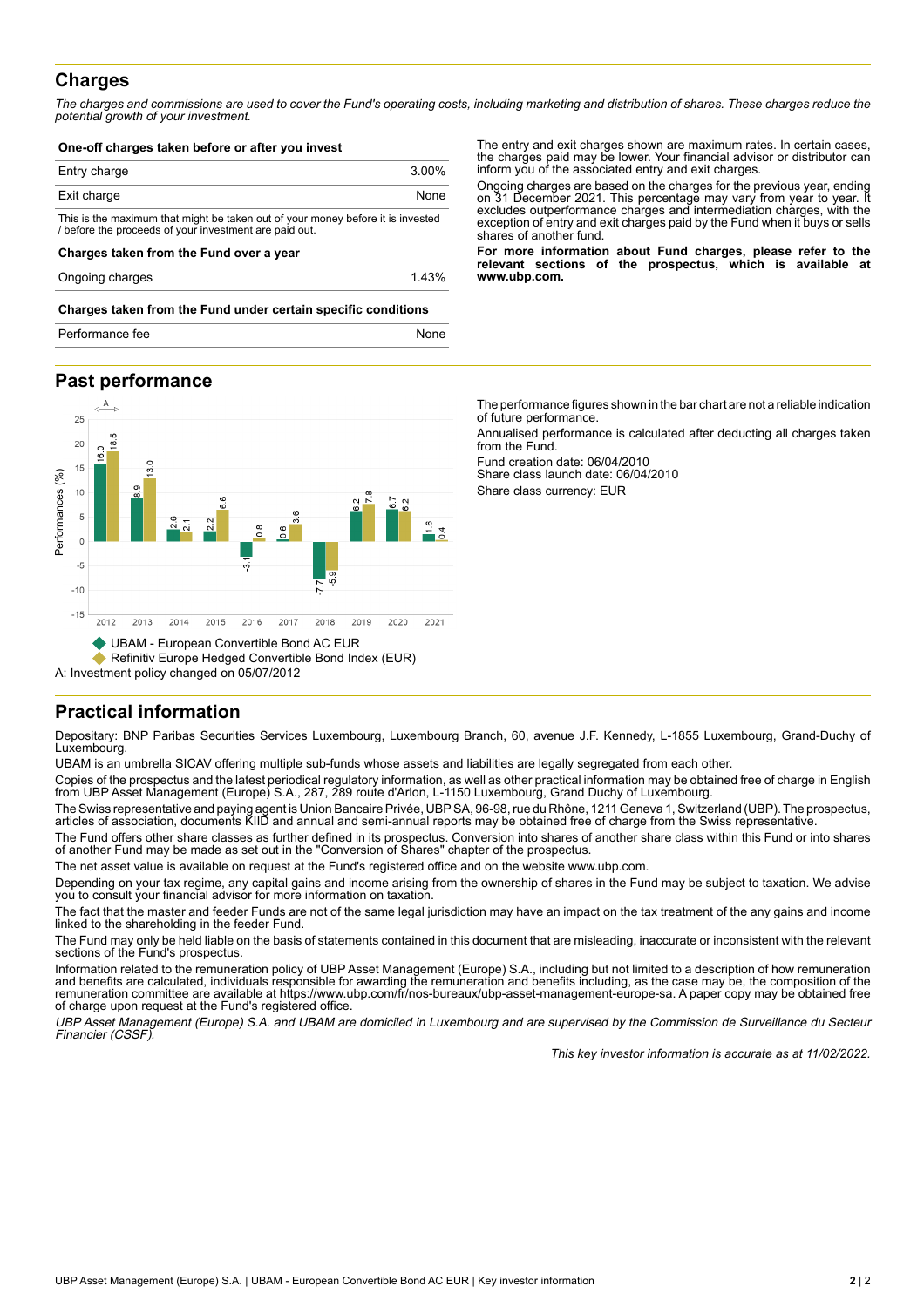## Charges

*The charges and commissions are used to cover the Fund's operating costs, including marketing and distribution of shares. These charges reduce the potential growth of your investment.*

| One-off charges taken before or after you invest | |
|---|---|
| Entry charge | 3.00% |
| Exit charge | None |

This is the maximum that might be taken out of your money before it is invested / before the proceeds of your investment are paid out.

| Charges taken from the Fund over a year | |
|---|---|
| Ongoing charges | 1.43% |

| Charges taken from the Fund under certain specific conditions | |
|---|---|
| Performance fee | None |

The entry and exit charges shown are maximum rates. In certain cases, the charges paid may be lower. Your financial advisor or distributor can inform you of the associated entry and exit charges.

Ongoing charges are based on the charges for the previous year, ending on 31 December 2021. This percentage may vary from year to year. It excludes outperformance charges and intermediation charges, with the exception of entry and exit charges paid by the Fund when it buys or sells shares of another fund.

**For more information about Fund charges, please refer to the relevant sections of the prospectus, which is available at www.ubp.com.**

## Past performance

A

Performances (%)

25
20
15
10
5
0
-5
-10
-15

2012 2013 2014 2015 2016 2017 2018 2019 2020 2021

16.0 18.5
8.9 13.0
2.6 2.1
2.2 6.6
-3.1 0.8
0.6 3.6
-7.7 -5.9
6.2 7.8
6.7 6.2
1.6 0.4

UBAM - European Convertible Bond AC EUR
Refinitiv Europe Hedged Convertible Bond Index (EUR)

A: Investment policy changed on 05/07/2012

The performance figures shown in the bar chart are not a reliable indication of future performance.

Annualised performance is calculated after deducting all charges taken from the Fund.

Fund creation date: 06/04/2010
Share class launch date: 06/04/2010
Share class currency: EUR

## Practical information

Depositary: BNP Paribas Securities Services Luxembourg, Luxembourg Branch, 60, avenue J.F. Kennedy, L-1855 Luxembourg, Grand-Duchy of Luxembourg.

UBAM is an umbrella SICAV offering multiple sub-funds whose assets and liabilities are legally segregated from each other.

Copies of the prospectus and the latest periodical regulatory information, as well as other practical information may be obtained free of charge in English from UBP Asset Management (Europe) S.A., 287, 289 route d'Arlon, L-1150 Luxembourg, Grand Duchy of Luxembourg.

The Swiss representative and paying agent is Union Bancaire Privée, UBP SA, 96-98, rue du Rhône, 1211 Geneva 1, Switzerland (UBP). The prospectus, articles of association, documents KIID and annual and semi-annual reports may be obtained free of charge from the Swiss representative.

The Fund offers other share classes as further defined in its prospectus. Conversion into shares of another share class within this Fund or into shares of another Fund may be made as set out in the "Conversion of Shares" chapter of the prospectus.

The net asset value is available on request at the Fund's registered office and on the website www.ubp.com.

Depending on your tax regime, any capital gains and income arising from the ownership of shares in the Fund may be subject to taxation. We advise you to consult your financial advisor for more information on taxation.

The fact that the master and feeder Funds are not of the same legal jurisdiction may have an impact on the tax treatment of the any gains and income linked to the shareholding in the feeder Fund.

The Fund may only be held liable on the basis of statements contained in this document that are misleading, inaccurate or inconsistent with the relevant sections of the Fund's prospectus.

Information related to the remuneration policy of UBP Asset Management (Europe) S.A., including but not limited to a description of how remuneration and benefits are calculated, individuals responsible for awarding the remuneration and benefits including, as the case may be, the composition of the remuneration committee are available at https://www.ubp.com/fr/nos-bureaux/ubp-asset-management-europe-sa. A paper copy may be obtained free of charge upon request at the Fund's registered office.

*UBP Asset Management (Europe) S.A. and UBAM are domiciled in Luxembourg and are supervised by the Commission de Surveillance du Secteur Financier (CSSF).*

*This key investor information is accurate as at 11/02/2022.*